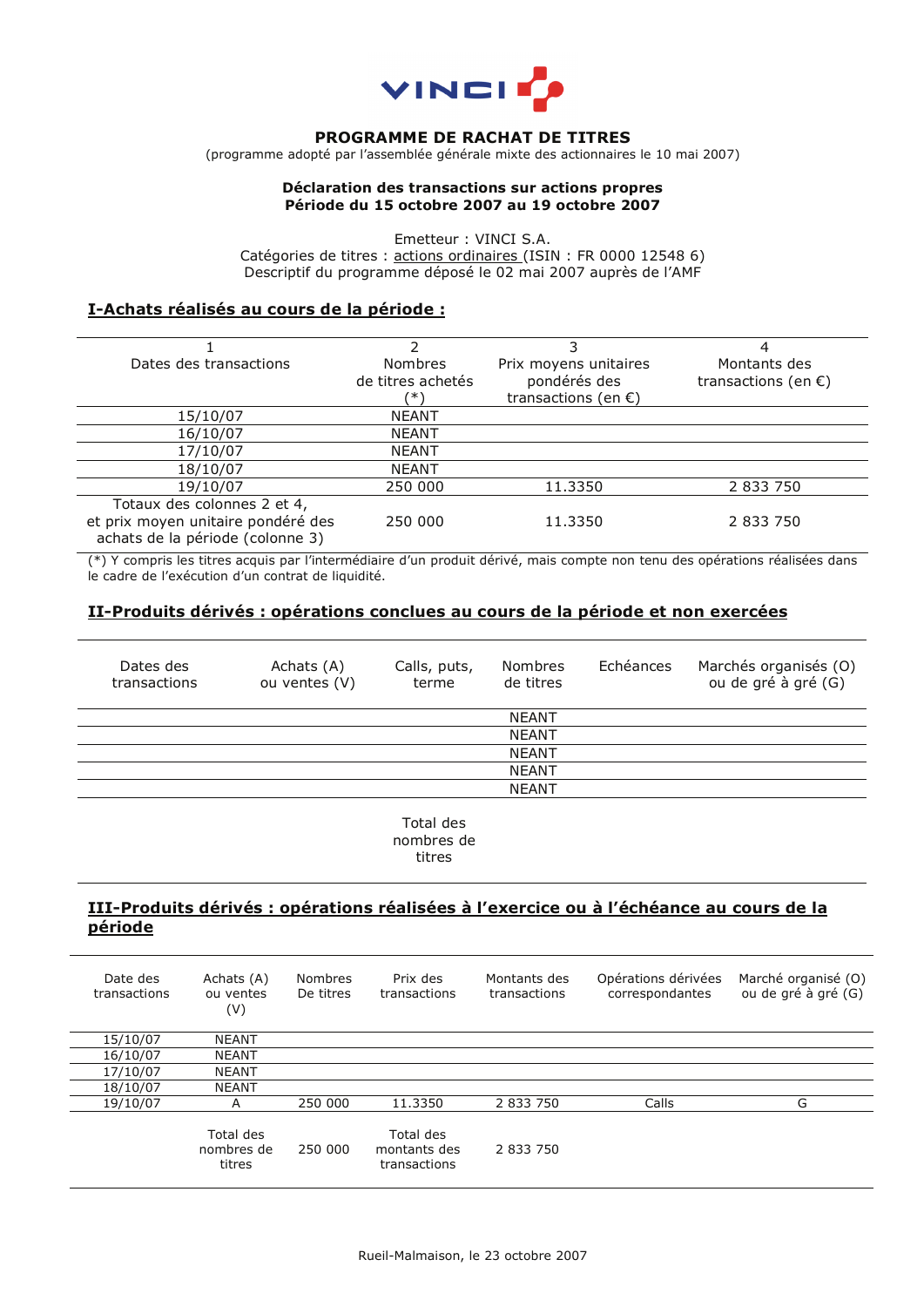VINCI

# PROGRAMME DE RACHAT DE TITRES

(programme adopté par l'assemblée générale mixte des actionnaires le 10 mai 2007)

**Déclaration des transactions sur actions propres**
**Période du 15 octobre 2007 au 19 octobre 2007**

Emetteur : VINCI S.A.
Catégories de titres : actions ordinaires (ISIN : FR 0000 12548 6)
Descriptif du programme déposé le 02 mai 2007 auprès de l'AMF

## I-Achats réalisés au cours de la période :

| 1<br>Dates des transactions | 2<br>Nombres de titres achetés (*) | 3<br>Prix moyens unitaires pondérés des transactions (en €) | 4<br>Montants des transactions (en €) |
|---|---|---|---|
| 15/10/07 | NEANT | | |
| 16/10/07 | NEANT | | |
| 17/10/07 | NEANT | | |
| 18/10/07 | NEANT | | |
| 19/10/07 | 250 000 | 11.3350 | 2 833 750 |
| Totaux des colonnes 2 et 4, et prix moyen unitaire pondéré des achats de la période (colonne 3) | 250 000 | 11.3350 | 2 833 750 |

(*) Y compris les titres acquis par l'intermédiaire d'un produit dérivé, mais compte non tenu des opérations réalisées dans le cadre de l'exécution d'un contrat de liquidité.

## II-Produits dérivés : opérations conclues au cours de la période et non exercées

| Dates des transactions | Achats (A) ou ventes (V) | Calls, puts, terme | Nombres de titres | Echéances | Marchés organisés (O) ou de gré à gré (G) |
|---|---|---|---|---|---|
| | | | NEANT | | |
| | | | NEANT | | |
| | | | NEANT | | |
| | | | NEANT | | |
| | | | NEANT | | |
| | | Total des nombres de titres | | | |

## III-Produits dérivés : opérations réalisées à l'exercice ou à l'échéance au cours de la période

| Date des transactions | Achats (A) ou ventes (V) | Nombres De titres | Prix des transactions | Montants des transactions | Opérations dérivées correspondantes | Marché organisé (O) ou de gré à gré (G) |
|---|---|---|---|---|---|---|
| 15/10/07 | NEANT | | | | | |
| 16/10/07 | NEANT | | | | | |
| 17/10/07 | NEANT | | | | | |
| 18/10/07 | NEANT | | | | | |
| 19/10/07 | A | 250 000 | 11.3350 | 2 833 750 | Calls | G |
| | Total des nombres de titres | 250 000 | Total des montants des transactions | 2 833 750 | | |

Rueil-Malmaison, le 23 octobre 2007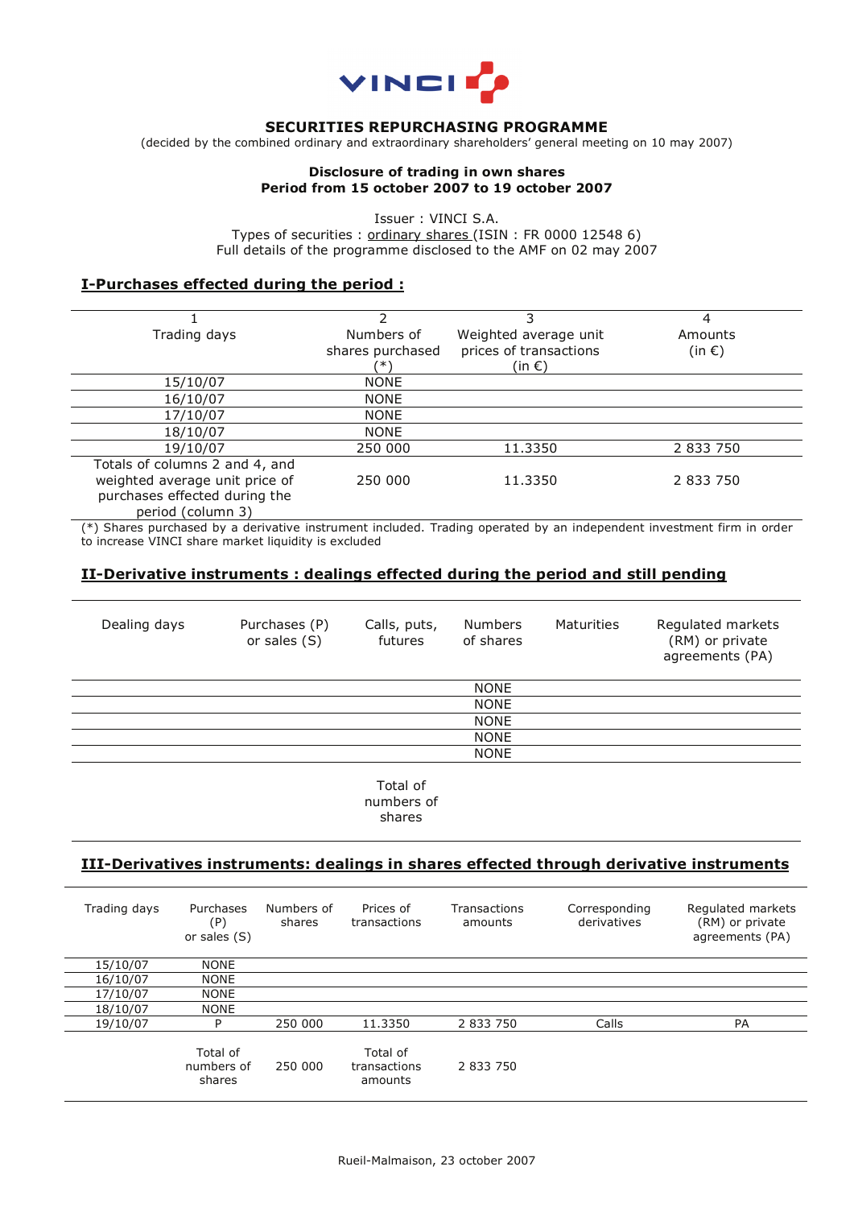**SECURITIES REPURCHASING PROGRAMME**

(decided by the combined ordinary and extraordinary shareholders' general meeting on 10 may 2007)

**Disclosure of trading in own shares**
**Period from 15 october 2007 to 19 october 2007**

Issuer : VINCI S.A.
Types of securities : ordinary shares (ISIN : FR 0000 12548 6)
Full details of the programme disclosed to the AMF on 02 may 2007

## I-Purchases effected during the period :

| 1<br>Trading days | 2<br>Numbers of shares purchased (*) | 3<br>Weighted average unit prices of transactions (in €) | 4<br>Amounts (in €) |
|---|---|---|---|
| 15/10/07 | NONE | | |
| 16/10/07 | NONE | | |
| 17/10/07 | NONE | | |
| 18/10/07 | NONE | | |
| 19/10/07 | 250 000 | 11.3350 | 2 833 750 |
| Totals of columns 2 and 4, and weighted average unit price of purchases effected during the period (column 3) | 250 000 | 11.3350 | 2 833 750 |

(*) Shares purchased by a derivative instrument included. Trading operated by an independent investment firm in order to increase VINCI share market liquidity is excluded

## II-Derivative instruments : dealings effected during the period and still pending

| Dealing days | Purchases (P) or sales (S) | Calls, puts, futures | Numbers of shares | Maturities | Regulated markets (RM) or private agreements (PA) |
|---|---|---|---|---|---|
| | | | NONE | | |
| | | | NONE | | |
| | | | NONE | | |
| | | | NONE | | |
| | | | NONE | | |
| | | Total of numbers of shares | | | |

## III-Derivatives instruments: dealings in shares effected through derivative instruments

| Trading days | Purchases (P) or sales (S) | Numbers of shares | Prices of transactions | Transactions amounts | Corresponding derivatives | Regulated markets (RM) or private agreements (PA) |
|---|---|---|---|---|---|---|
| 15/10/07 | NONE | | | | | |
| 16/10/07 | NONE | | | | | |
| 17/10/07 | NONE | | | | | |
| 18/10/07 | NONE | | | | | |
| 19/10/07 | P | 250 000 | 11.3350 | 2 833 750 | Calls | PA |
| | Total of numbers of shares | 250 000 | Total of transactions amounts | 2 833 750 | | |

Rueil-Malmaison, 23 october 2007